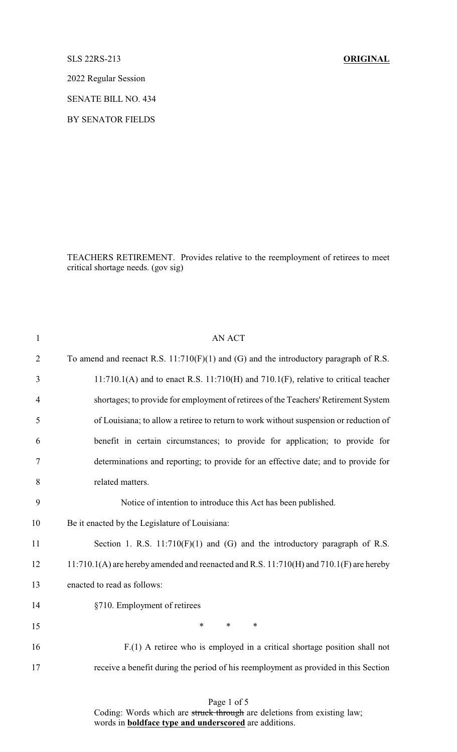SLS 22RS-213 **ORIGINAL**

2022 Regular Session

SENATE BILL NO. 434

BY SENATOR FIELDS

TEACHERS RETIREMENT. Provides relative to the reemployment of retirees to meet critical shortage needs. (gov sig)

AN ACT

To amend and reenact R.S. 11:710(F)(1) and (G) and the introductory paragraph of R.S. 11:710.1(A) and to enact R.S. 11:710(H) and 710.1(F), relative to critical teacher shortages; to provide for employment of retirees of the Teachers' Retirement System of Louisiana; to allow a retiree to return to work without suspension or reduction of benefit in certain circumstances; to provide for application; to provide for determinations and reporting; to provide for an effective date; and to provide for related matters.

Notice of intention to introduce this Act has been published.

Be it enacted by the Legislature of Louisiana:

Section 1. R.S. 11:710(F)(1) and (G) and the introductory paragraph of R.S. 11:710.1(A) are hereby amended and reenacted and R.S. 11:710(H) and 710.1(F) are hereby enacted to read as follows:

§710. Employment of retirees

\* \* \*

F.(1) A retiree who is employed in a critical shortage position shall not receive a benefit during the period of his reemployment as provided in this Section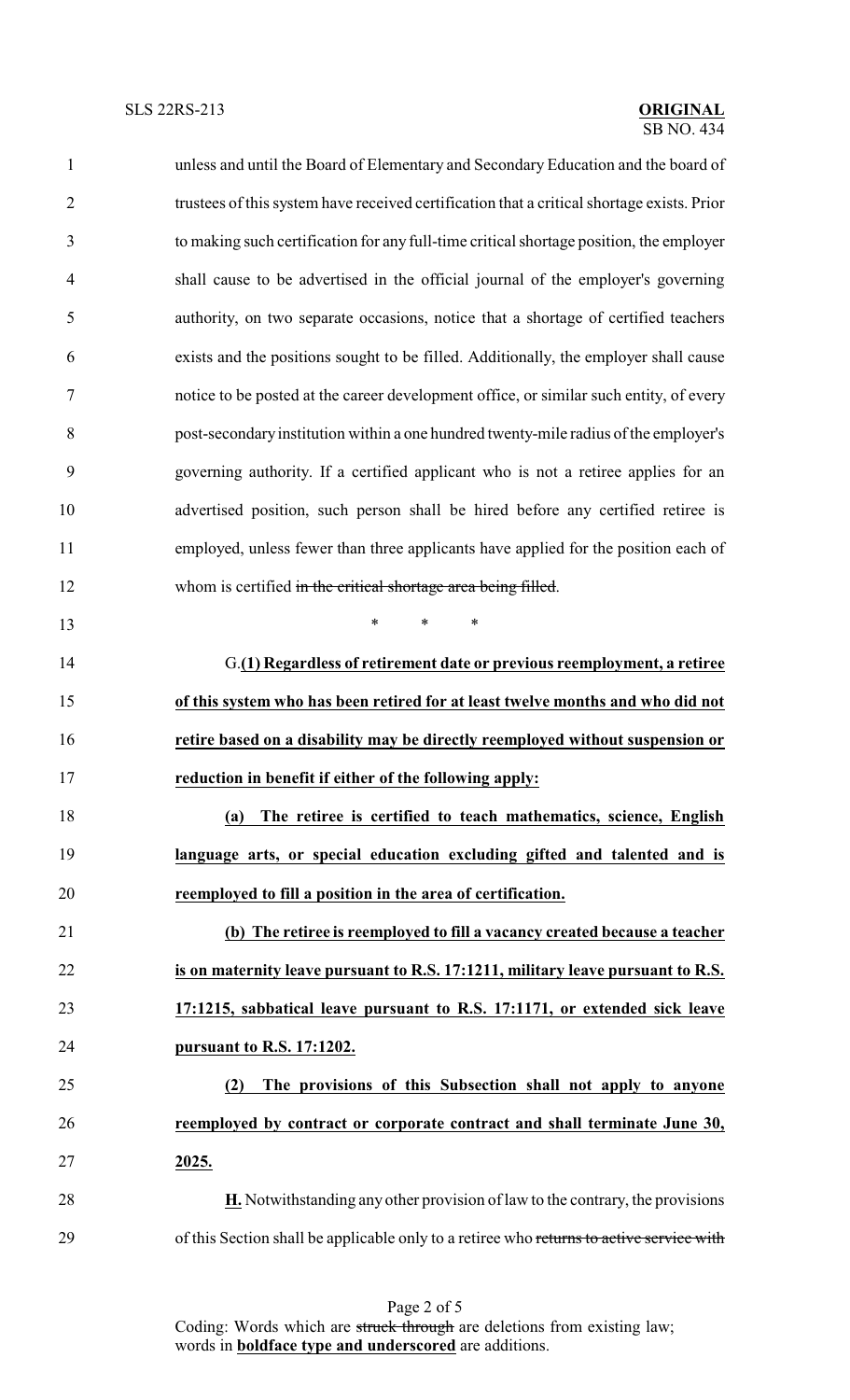unless and until the Board of Elementary and Secondary Education and the board of trustees of this system have received certification that a critical shortage exists. Prior to making such certification for any full-time critical shortage position, the employer shall cause to be advertised in the official journal of the employer's governing authority, on two separate occasions, notice that a shortage of certified teachers exists and the positions sought to be filled. Additionally, the employer shall cause notice to be posted at the career development office, or similar such entity, of every post-secondary institution within a one hundred twenty-mile radius of the employer's governing authority. If a certified applicant who is not a retiree applies for an advertised position, such person shall be hired before any certified retiree is employed, unless fewer than three applicants have applied for the position each of whom is certified ~~in the critical shortage area being filled~~.

\* \* \*

G.**(1) Regardless of retirement date or previous reemployment, a retiree of this system who has been retired for at least twelve months and who did not retire based on a disability may be directly reemployed without suspension or reduction in benefit if either of the following apply:**

**(a) The retiree is certified to teach mathematics, science, English language arts, or special education excluding gifted and talented and is reemployed to fill a position in the area of certification.**

**(b) The retiree is reemployed to fill a vacancy created because a teacher is on maternity leave pursuant to R.S. 17:1211, military leave pursuant to R.S. 17:1215, sabbatical leave pursuant to R.S. 17:1171, or extended sick leave pursuant to R.S. 17:1202.**

**(2) The provisions of this Subsection shall not apply to anyone reemployed by contract or corporate contract and shall terminate June 30, 2025.**

**H.** Notwithstanding any other provision of law to the contrary, the provisions of this Section shall be applicable only to a retiree who ~~returns to active service with~~

Coding: Words which are ~~struck through~~ are deletions from existing law; words in **boldface type and underscored** are additions.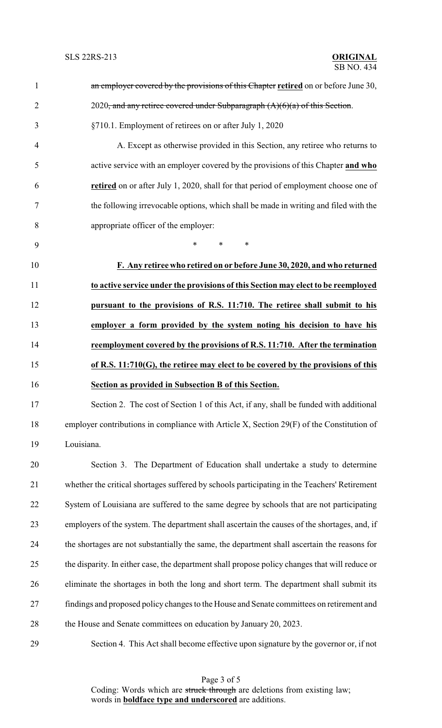~~an employer covered by the provisions of this Chapter~~ **retired** on or before June 30, 2020~~, and any retiree covered under Subparagraph (A)(6)(a) of this Section~~.

§710.1. Employment of retirees on or after July 1, 2020

A. Except as otherwise provided in this Section, any retiree who returns to active service with an employer covered by the provisions of this Chapter **and who retired** on or after July 1, 2020, shall for that period of employment choose one of the following irrevocable options, which shall be made in writing and filed with the appropriate officer of the employer:

\* \* \*

**F. Any retiree who retired on or before June 30, 2020, and who returned to active service under the provisions of this Section may elect to be reemployed pursuant to the provisions of R.S. 11:710. The retiree shall submit to his employer a form provided by the system noting his decision to have his reemployment covered by the provisions of R.S. 11:710. After the termination of R.S. 11:710(G), the retiree may elect to be covered by the provisions of this Section as provided in Subsection B of this Section.**

Section 2. The cost of Section 1 of this Act, if any, shall be funded with additional employer contributions in compliance with Article X, Section 29(F) of the Constitution of Louisiana.

Section 3. The Department of Education shall undertake a study to determine whether the critical shortages suffered by schools participating in the Teachers' Retirement System of Louisiana are suffered to the same degree by schools that are not participating employers of the system. The department shall ascertain the causes of the shortages, and, if the shortages are not substantially the same, the department shall ascertain the reasons for the disparity. In either case, the department shall propose policy changes that will reduce or eliminate the shortages in both the long and short term. The department shall submit its findings and proposed policy changes to the House and Senate committees on retirement and the House and Senate committees on education by January 20, 2023.

Section 4. This Act shall become effective upon signature by the governor or, if not

Coding: Words which are ~~struck through~~ are deletions from existing law; words in **boldface type and underscored** are additions.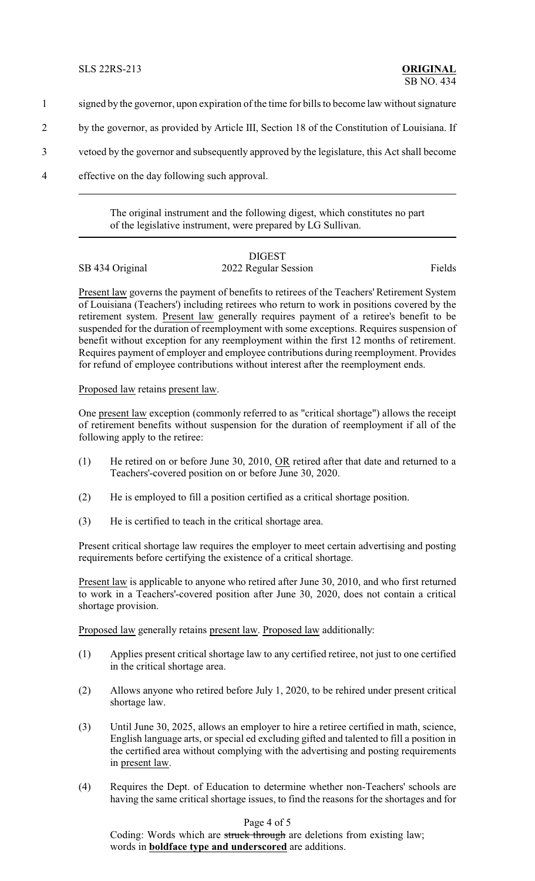signed by the governor, upon expiration of the time for bills to become law without signature by the governor, as provided by Article III, Section 18 of the Constitution of Louisiana. If vetoed by the governor and subsequently approved by the legislature, this Act shall become effective on the day following such approval.

---

The original instrument and the following digest, which constitutes no part of the legislative instrument, were prepared by LG Sullivan.

---

DIGEST

SB 434 Original — 2022 Regular Session — Fields

Present law governs the payment of benefits to retirees of the Teachers' Retirement System of Louisiana (Teachers') including retirees who return to work in positions covered by the retirement system. Present law generally requires payment of a retiree's benefit to be suspended for the duration of reemployment with some exceptions. Requires suspension of benefit without exception for any reemployment within the first 12 months of retirement. Requires payment of employer and employee contributions during reemployment. Provides for refund of employee contributions without interest after the reemployment ends.

Proposed law retains present law.

One present law exception (commonly referred to as "critical shortage") allows the receipt of retirement benefits without suspension for the duration of reemployment if all of the following apply to the retiree:

(1) He retired on or before June 30, 2010, OR retired after that date and returned to a Teachers'-covered position on or before June 30, 2020.

(2) He is employed to fill a position certified as a critical shortage position.

(3) He is certified to teach in the critical shortage area.

Present critical shortage law requires the employer to meet certain advertising and posting requirements before certifying the existence of a critical shortage.

Present law is applicable to anyone who retired after June 30, 2010, and who first returned to work in a Teachers'-covered position after June 30, 2020, does not contain a critical shortage provision.

Proposed law generally retains present law. Proposed law additionally:

(1) Applies present critical shortage law to any certified retiree, not just to one certified in the critical shortage area.

(2) Allows anyone who retired before July 1, 2020, to be rehired under present critical shortage law.

(3) Until June 30, 2025, allows an employer to hire a retiree certified in math, science, English language arts, or special ed excluding gifted and talented to fill a position in the certified area without complying with the advertising and posting requirements in present law.

(4) Requires the Dept. of Education to determine whether non-Teachers' schools are having the same critical shortage issues, to find the reasons for the shortages and for

Coding: Words which are ~~struck through~~ are deletions from existing law; words in **boldface type and underscored** are additions.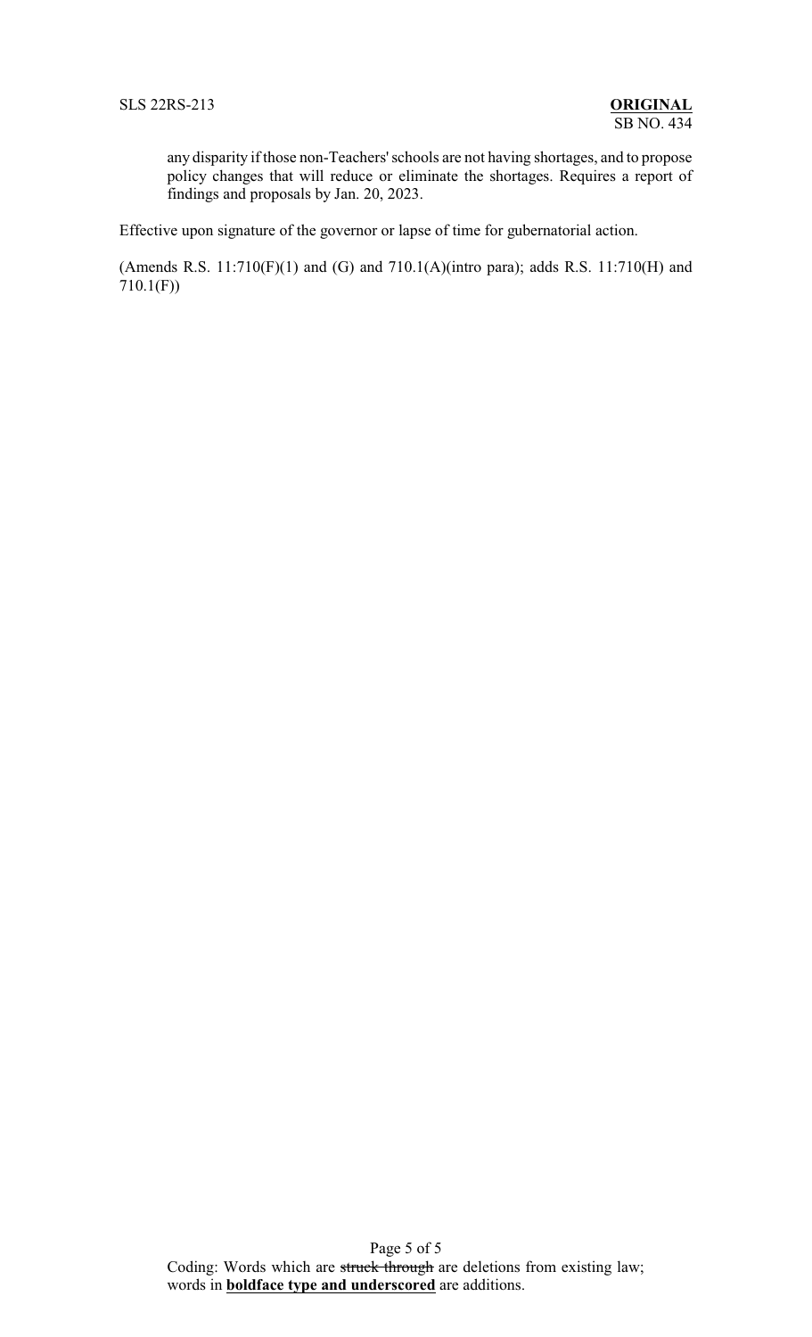any disparity if those non-Teachers' schools are not having shortages, and to propose policy changes that will reduce or eliminate the shortages. Requires a report of findings and proposals by Jan. 20, 2023.

Effective upon signature of the governor or lapse of time for gubernatorial action.

(Amends R.S. 11:710(F)(1) and (G) and 710.1(A)(intro para); adds R.S. 11:710(H) and 710.1(F))